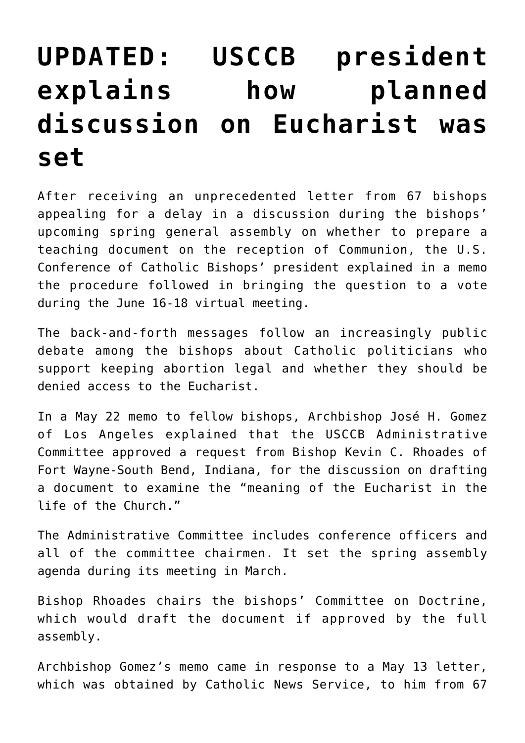# UPDATED: USCCB president explains how planned discussion on Eucharist was set

After receiving an unprecedented letter from 67 bishops appealing for a delay in a discussion during the bishops' upcoming spring general assembly on whether to prepare a teaching document on the reception of Communion, the U.S. Conference of Catholic Bishops' president explained in a memo the procedure followed in bringing the question to a vote during the June 16-18 virtual meeting.

The back-and-forth messages follow an increasingly public debate among the bishops about Catholic politicians who support keeping abortion legal and whether they should be denied access to the Eucharist.

In a May 22 memo to fellow bishops, Archbishop José H. Gomez of Los Angeles explained that the USCCB Administrative Committee approved a request from Bishop Kevin C. Rhoades of Fort Wayne-South Bend, Indiana, for the discussion on drafting a document to examine the "meaning of the Eucharist in the life of the Church."

The Administrative Committee includes conference officers and all of the committee chairmen. It set the spring assembly agenda during its meeting in March.

Bishop Rhoades chairs the bishops' Committee on Doctrine, which would draft the document if approved by the full assembly.

Archbishop Gomez's memo came in response to a May 13 letter, which was obtained by Catholic News Service, to him from 67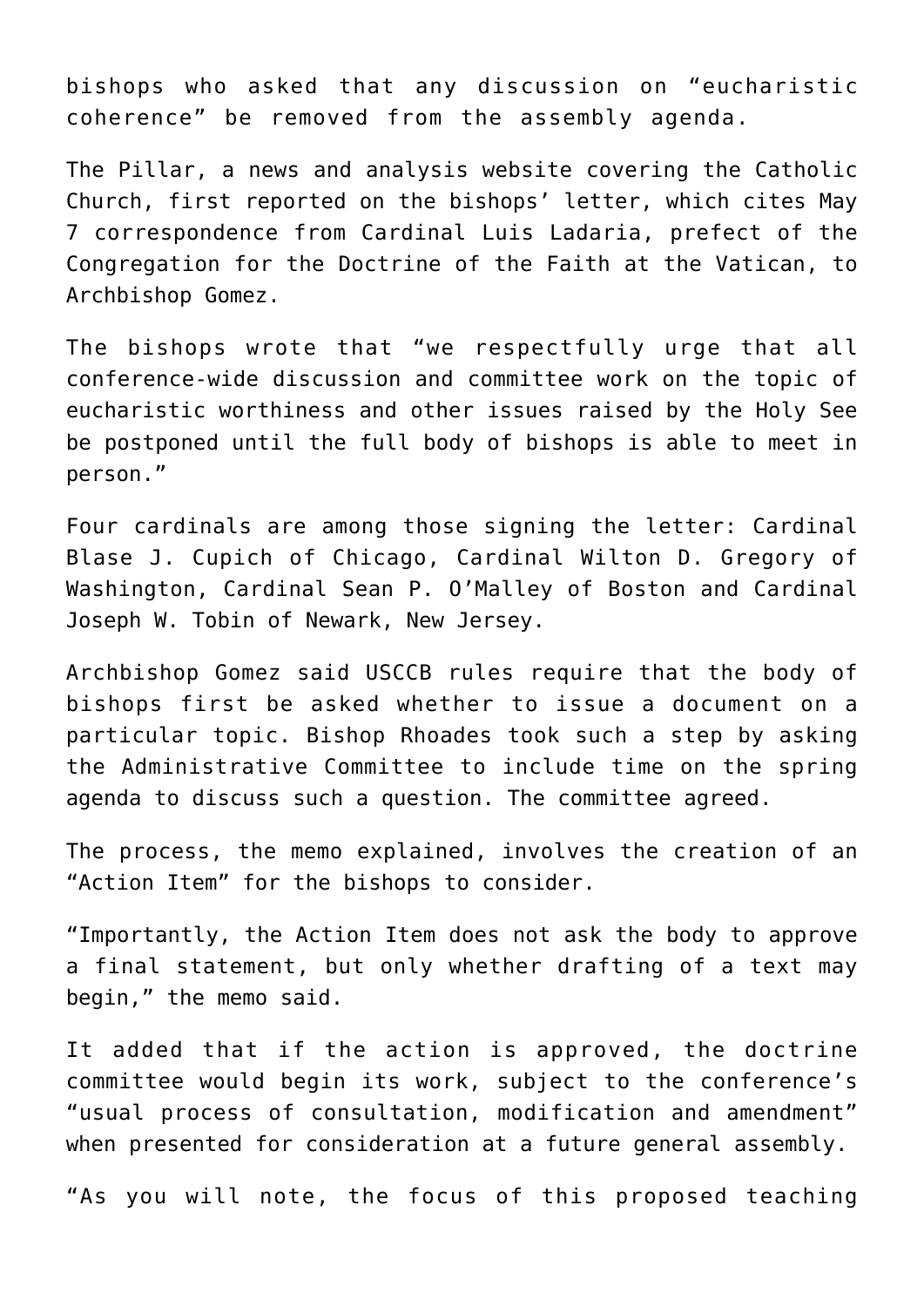bishops who asked that any discussion on "eucharistic coherence" be removed from the assembly agenda.

The Pillar, a news and analysis website covering the Catholic Church, first reported on the bishops' letter, which cites May 7 correspondence from Cardinal Luis Ladaria, prefect of the Congregation for the Doctrine of the Faith at the Vatican, to Archbishop Gomez.

The bishops wrote that "we respectfully urge that all conference-wide discussion and committee work on the topic of eucharistic worthiness and other issues raised by the Holy See be postponed until the full body of bishops is able to meet in person."

Four cardinals are among those signing the letter: Cardinal Blase J. Cupich of Chicago, Cardinal Wilton D. Gregory of Washington, Cardinal Sean P. O'Malley of Boston and Cardinal Joseph W. Tobin of Newark, New Jersey.

Archbishop Gomez said USCCB rules require that the body of bishops first be asked whether to issue a document on a particular topic. Bishop Rhoades took such a step by asking the Administrative Committee to include time on the spring agenda to discuss such a question. The committee agreed.

The process, the memo explained, involves the creation of an "Action Item" for the bishops to consider.

"Importantly, the Action Item does not ask the body to approve a final statement, but only whether drafting of a text may begin," the memo said.

It added that if the action is approved, the doctrine committee would begin its work, subject to the conference's "usual process of consultation, modification and amendment" when presented for consideration at a future general assembly.

"As you will note, the focus of this proposed teaching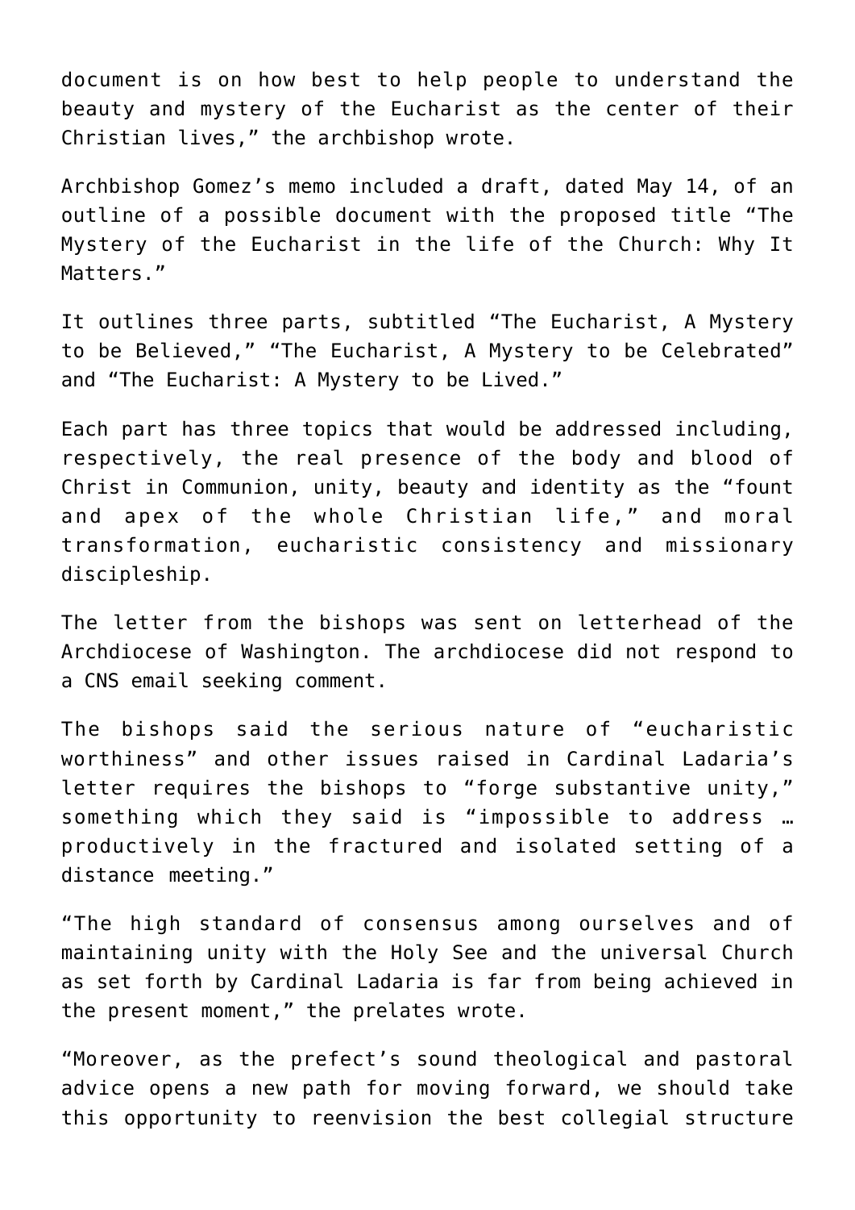document is on how best to help people to understand the beauty and mystery of the Eucharist as the center of their Christian lives," the archbishop wrote.

Archbishop Gomez's memo included a draft, dated May 14, of an outline of a possible document with the proposed title "The Mystery of the Eucharist in the life of the Church: Why It Matters."

It outlines three parts, subtitled "The Eucharist, A Mystery to be Believed," "The Eucharist, A Mystery to be Celebrated" and "The Eucharist: A Mystery to be Lived."

Each part has three topics that would be addressed including, respectively, the real presence of the body and blood of Christ in Communion, unity, beauty and identity as the "fount and apex of the whole Christian life," and moral transformation, eucharistic consistency and missionary discipleship.

The letter from the bishops was sent on letterhead of the Archdiocese of Washington. The archdiocese did not respond to a CNS email seeking comment.

The bishops said the serious nature of "eucharistic worthiness" and other issues raised in Cardinal Ladaria's letter requires the bishops to "forge substantive unity," something which they said is "impossible to address … productively in the fractured and isolated setting of a distance meeting."

"The high standard of consensus among ourselves and of maintaining unity with the Holy See and the universal Church as set forth by Cardinal Ladaria is far from being achieved in the present moment," the prelates wrote.

"Moreover, as the prefect's sound theological and pastoral advice opens a new path for moving forward, we should take this opportunity to reenvision the best collegial structure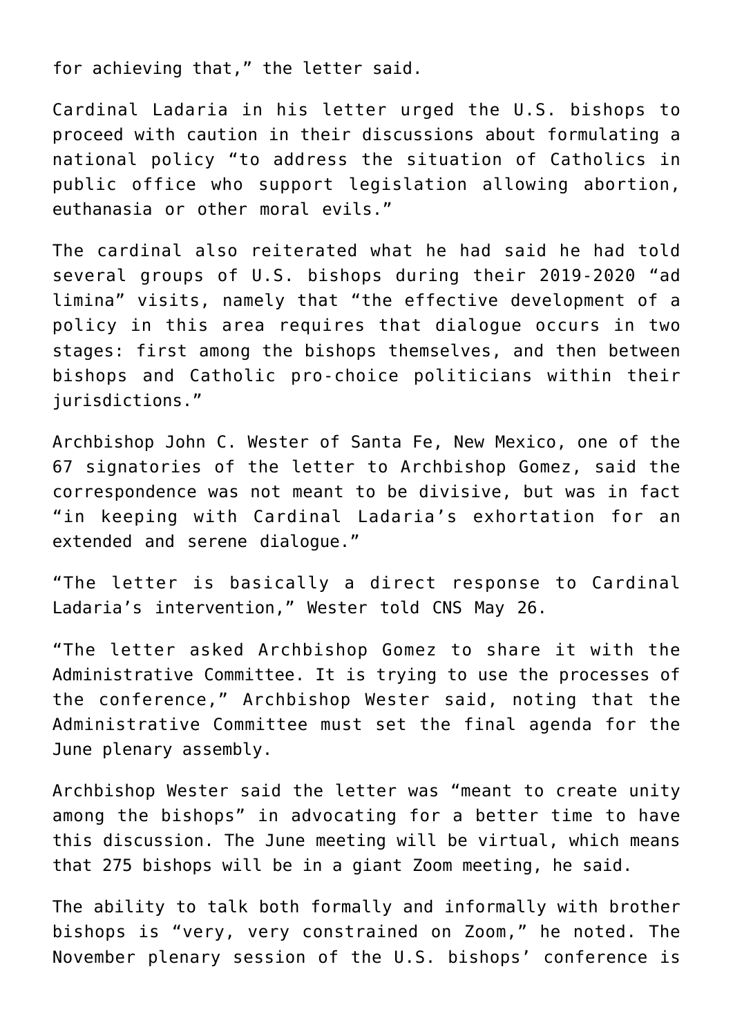for achieving that," the letter said.

Cardinal Ladaria in his letter urged the U.S. bishops to proceed with caution in their discussions about formulating a national policy "to address the situation of Catholics in public office who support legislation allowing abortion, euthanasia or other moral evils."

The cardinal also reiterated what he had said he had told several groups of U.S. bishops during their 2019-2020 "ad limina" visits, namely that "the effective development of a policy in this area requires that dialogue occurs in two stages: first among the bishops themselves, and then between bishops and Catholic pro-choice politicians within their jurisdictions."

Archbishop John C. Wester of Santa Fe, New Mexico, one of the 67 signatories of the letter to Archbishop Gomez, said the correspondence was not meant to be divisive, but was in fact "in keeping with Cardinal Ladaria's exhortation for an extended and serene dialogue."

"The letter is basically a direct response to Cardinal Ladaria's intervention," Wester told CNS May 26.

"The letter asked Archbishop Gomez to share it with the Administrative Committee. It is trying to use the processes of the conference," Archbishop Wester said, noting that the Administrative Committee must set the final agenda for the June plenary assembly.

Archbishop Wester said the letter was "meant to create unity among the bishops" in advocating for a better time to have this discussion. The June meeting will be virtual, which means that 275 bishops will be in a giant Zoom meeting, he said.

The ability to talk both formally and informally with brother bishops is "very, very constrained on Zoom," he noted. The November plenary session of the U.S. bishops' conference is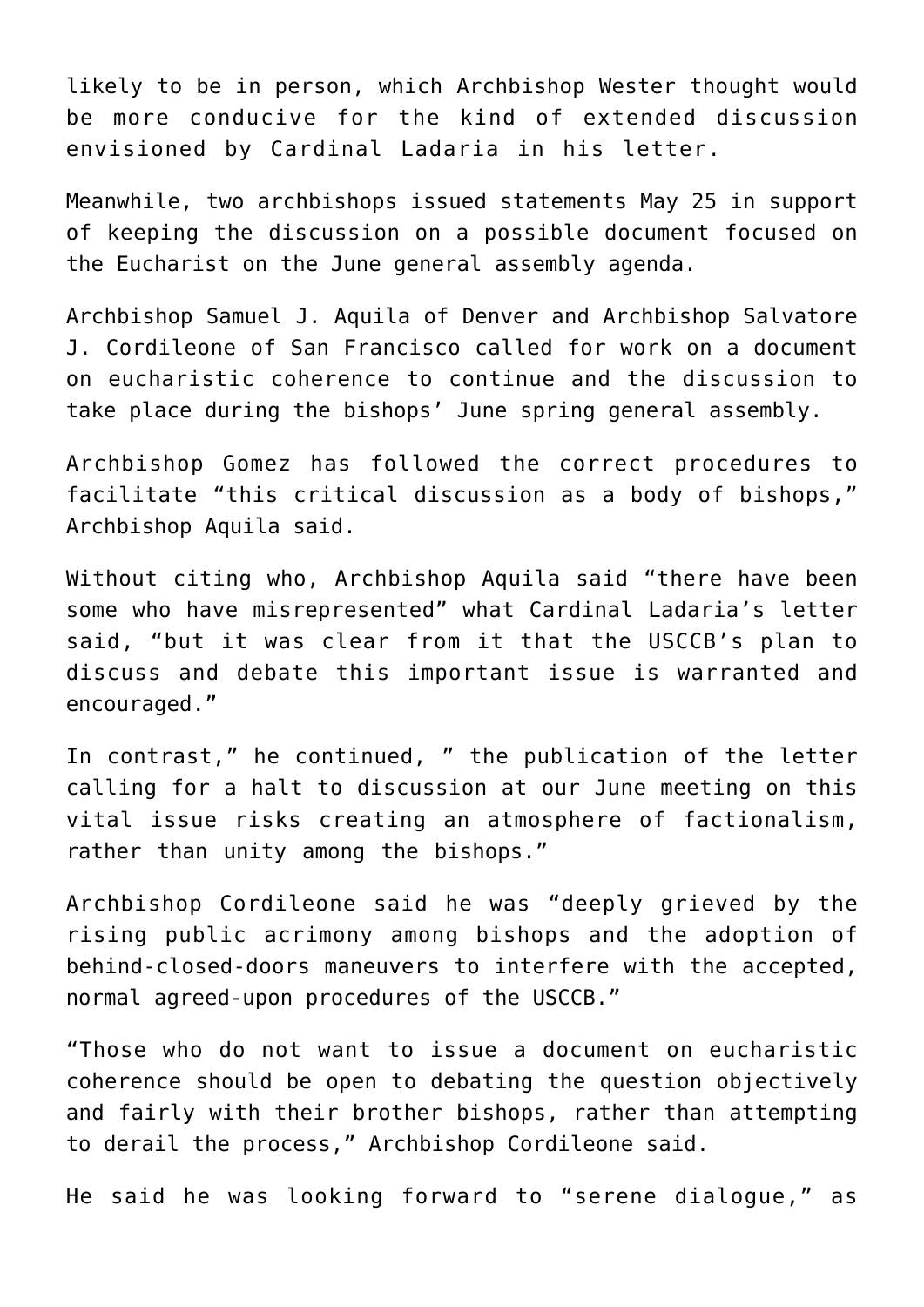likely to be in person, which Archbishop Wester thought would be more conducive for the kind of extended discussion envisioned by Cardinal Ladaria in his letter.

Meanwhile, two archbishops issued statements May 25 in support of keeping the discussion on a possible document focused on the Eucharist on the June general assembly agenda.

Archbishop Samuel J. Aquila of Denver and Archbishop Salvatore J. Cordileone of San Francisco called for work on a document on eucharistic coherence to continue and the discussion to take place during the bishops' June spring general assembly.

Archbishop Gomez has followed the correct procedures to facilitate "this critical discussion as a body of bishops," Archbishop Aquila said.

Without citing who, Archbishop Aquila said "there have been some who have misrepresented" what Cardinal Ladaria's letter said, "but it was clear from it that the USCCB's plan to discuss and debate this important issue is warranted and encouraged."

In contrast," he continued, " the publication of the letter calling for a halt to discussion at our June meeting on this vital issue risks creating an atmosphere of factionalism, rather than unity among the bishops."

Archbishop Cordileone said he was "deeply grieved by the rising public acrimony among bishops and the adoption of behind-closed-doors maneuvers to interfere with the accepted, normal agreed-upon procedures of the USCCB."

"Those who do not want to issue a document on eucharistic coherence should be open to debating the question objectively and fairly with their brother bishops, rather than attempting to derail the process," Archbishop Cordileone said.

He said he was looking forward to "serene dialogue," as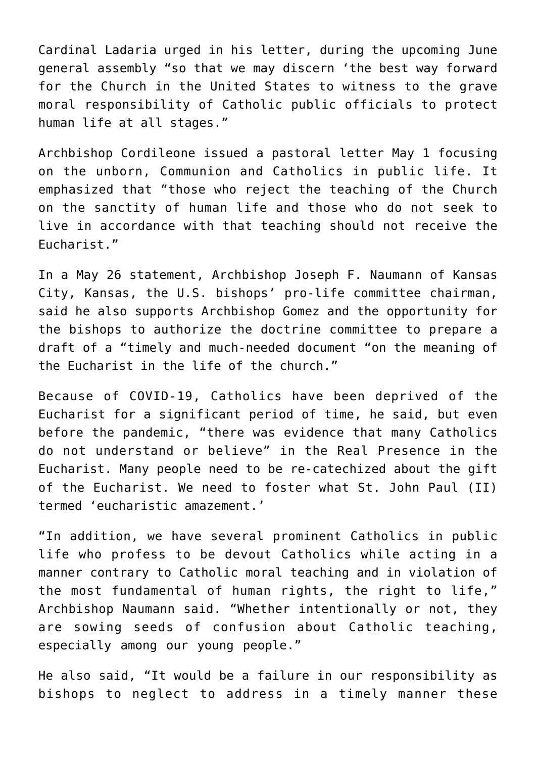Cardinal Ladaria urged in his letter, during the upcoming June general assembly "so that we may discern 'the best way forward for the Church in the United States to witness to the grave moral responsibility of Catholic public officials to protect human life at all stages."

Archbishop Cordileone issued a pastoral letter May 1 focusing on the unborn, Communion and Catholics in public life. It emphasized that "those who reject the teaching of the Church on the sanctity of human life and those who do not seek to live in accordance with that teaching should not receive the Eucharist."

In a May 26 statement, Archbishop Joseph F. Naumann of Kansas City, Kansas, the U.S. bishops' pro-life committee chairman, said he also supports Archbishop Gomez and the opportunity for the bishops to authorize the doctrine committee to prepare a draft of a "timely and much-needed document "on the meaning of the Eucharist in the life of the church."

Because of COVID-19, Catholics have been deprived of the Eucharist for a significant period of time, he said, but even before the pandemic, "there was evidence that many Catholics do not understand or believe" in the Real Presence in the Eucharist. Many people need to be re-catechized about the gift of the Eucharist. We need to foster what St. John Paul (II) termed 'eucharistic amazement.'

"In addition, we have several prominent Catholics in public life who profess to be devout Catholics while acting in a manner contrary to Catholic moral teaching and in violation of the most fundamental of human rights, the right to life," Archbishop Naumann said. "Whether intentionally or not, they are sowing seeds of confusion about Catholic teaching, especially among our young people."

He also said, "It would be a failure in our responsibility as bishops to neglect to address in a timely manner these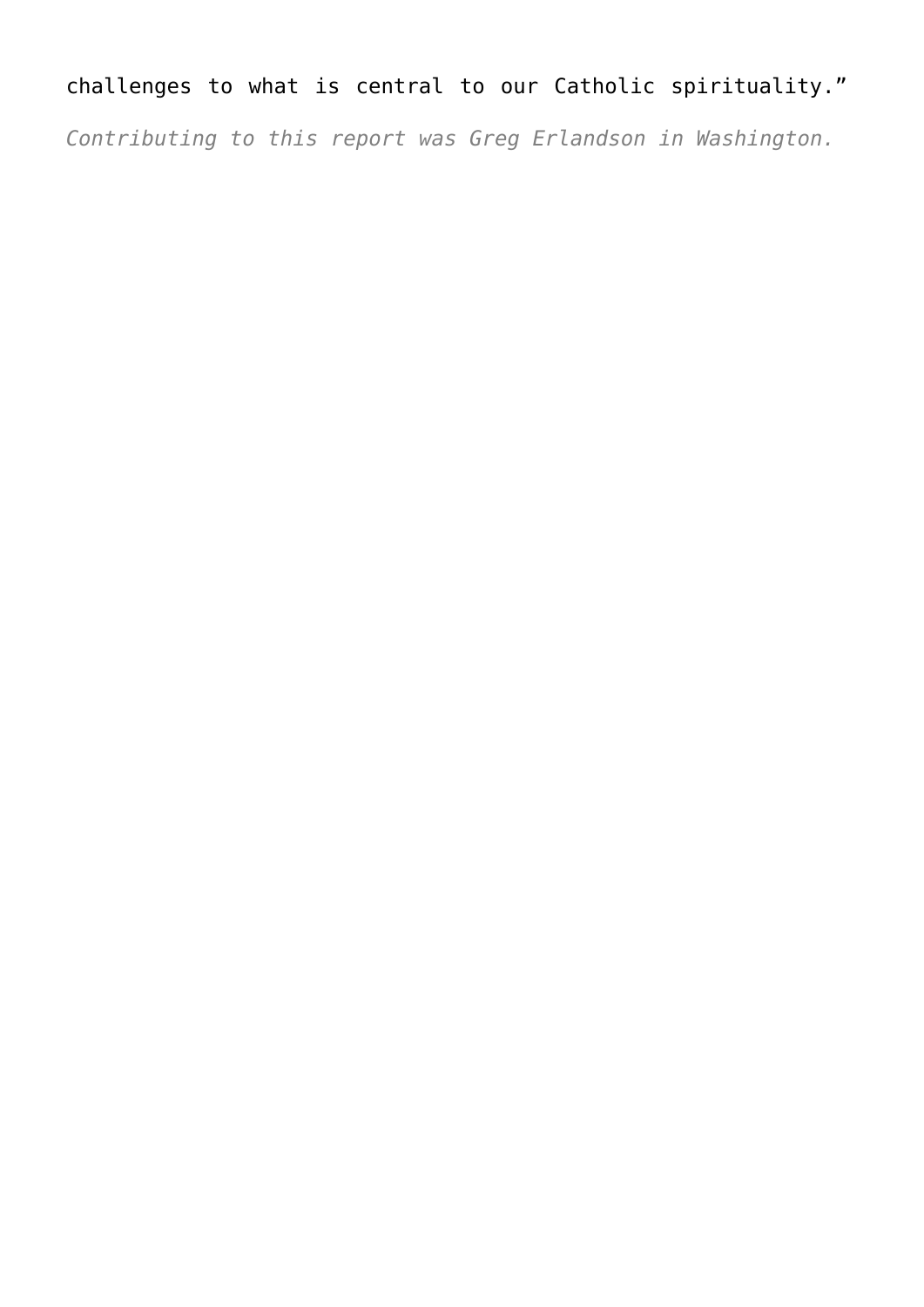challenges to what is central to our Catholic spirituality."

*Contributing to this report was Greg Erlandson in Washington.*